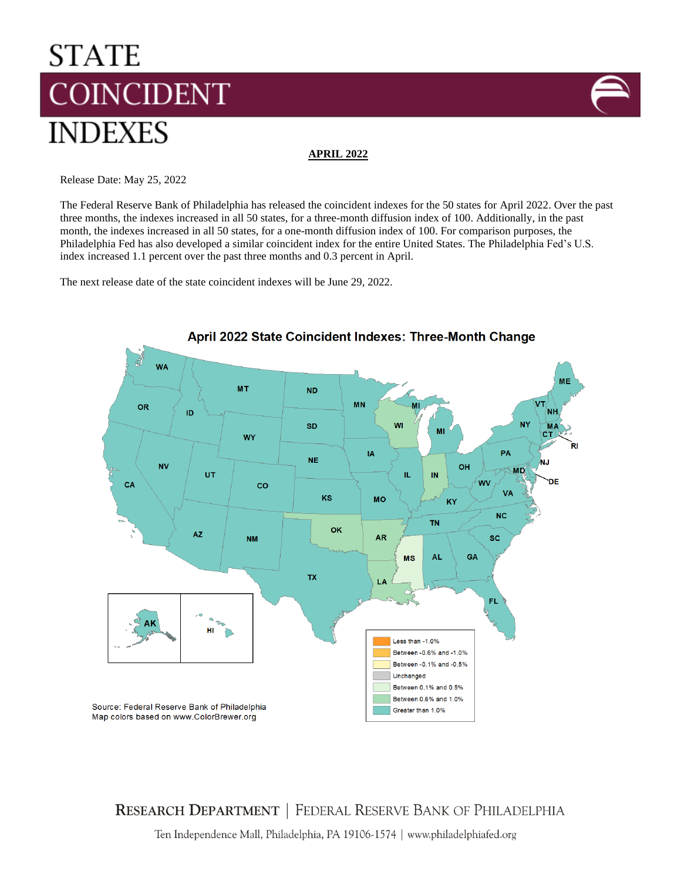# STATE COINCIDENT INDEXES

**APRIL 2022**

Release Date: May 25, 2022

The Federal Reserve Bank of Philadelphia has released the coincident indexes for the 50 states for April 2022. Over the past three months, the indexes increased in all 50 states, for a three-month diffusion index of 100. Additionally, in the past month, the indexes increased in all 50 states, for a one-month diffusion index of 100. For comparison purposes, the Philadelphia Fed has also developed a similar coincident index for the entire United States. The Philadelphia Fed's U.S. index increased 1.1 percent over the past three months and 0.3 percent in April.

The next release date of the state coincident indexes will be June 29, 2022.

**April 2022 State Coincident Indexes: Three-Month Change**

| Legend |
| --- |
| Less than -1.0% |
| Between -0.6% and -1.0% |
| Between -0.1% and -0.5% |
| Unchanged |
| Between 0.1% and 0.5% |
| Between 0.6% and 1.0% |
| Greater than 1.0% |

Source: Federal Reserve Bank of Philadelphia
Map colors based on www.ColorBrewer.org

RESEARCH DEPARTMENT | FEDERAL RESERVE BANK OF PHILADELPHIA

Ten Independence Mall, Philadelphia, PA 19106-1574 | www.philadelphiafed.org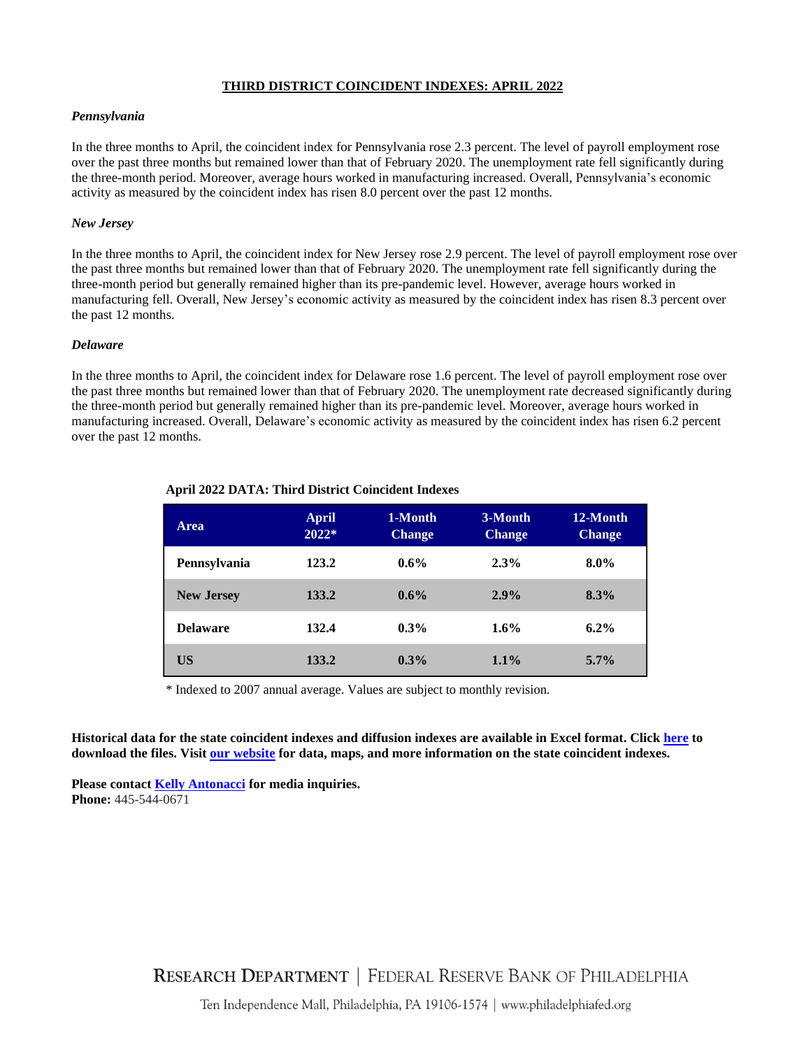## THIRD DISTRICT COINCIDENT INDEXES: APRIL 2022

### *Pennsylvania*

In the three months to April, the coincident index for Pennsylvania rose 2.3 percent. The level of payroll employment rose over the past three months but remained lower than that of February 2020. The unemployment rate fell significantly during the three-month period. Moreover, average hours worked in manufacturing increased. Overall, Pennsylvania's economic activity as measured by the coincident index has risen 8.0 percent over the past 12 months.

### *New Jersey*

In the three months to April, the coincident index for New Jersey rose 2.9 percent. The level of payroll employment rose over the past three months but remained lower than that of February 2020. The unemployment rate fell significantly during the three-month period but generally remained higher than its pre-pandemic level. However, average hours worked in manufacturing fell. Overall, New Jersey's economic activity as measured by the coincident index has risen 8.3 percent over the past 12 months.

### *Delaware*

In the three months to April, the coincident index for Delaware rose 1.6 percent. The level of payroll employment rose over the past three months but remained lower than that of February 2020. The unemployment rate decreased significantly during the three-month period but generally remained higher than its pre-pandemic level. Moreover, average hours worked in manufacturing increased. Overall, Delaware's economic activity as measured by the coincident index has risen 6.2 percent over the past 12 months.

**April 2022 DATA: Third District Coincident Indexes**

| Area | April 2022* | 1-Month Change | 3-Month Change | 12-Month Change |
|---|---|---|---|---|
| Pennsylvania | 123.2 | 0.6% | 2.3% | 8.0% |
| New Jersey | 133.2 | 0.6% | 2.9% | 8.3% |
| Delaware | 132.4 | 0.3% | 1.6% | 6.2% |
| US | 133.2 | 0.3% | 1.1% | 5.7% |

* Indexed to 2007 annual average. Values are subject to monthly revision.

**Historical data for the state coincident indexes and diffusion indexes are available in Excel format. Click here to download the files. Visit our website for data, maps, and more information on the state coincident indexes.**

**Please contact Kelly Antonacci for media inquiries.**
**Phone:** 445-544-0671

RESEARCH DEPARTMENT | FEDERAL RESERVE BANK OF PHILADELPHIA

Ten Independence Mall, Philadelphia, PA 19106-1574 | www.philadelphiafed.org